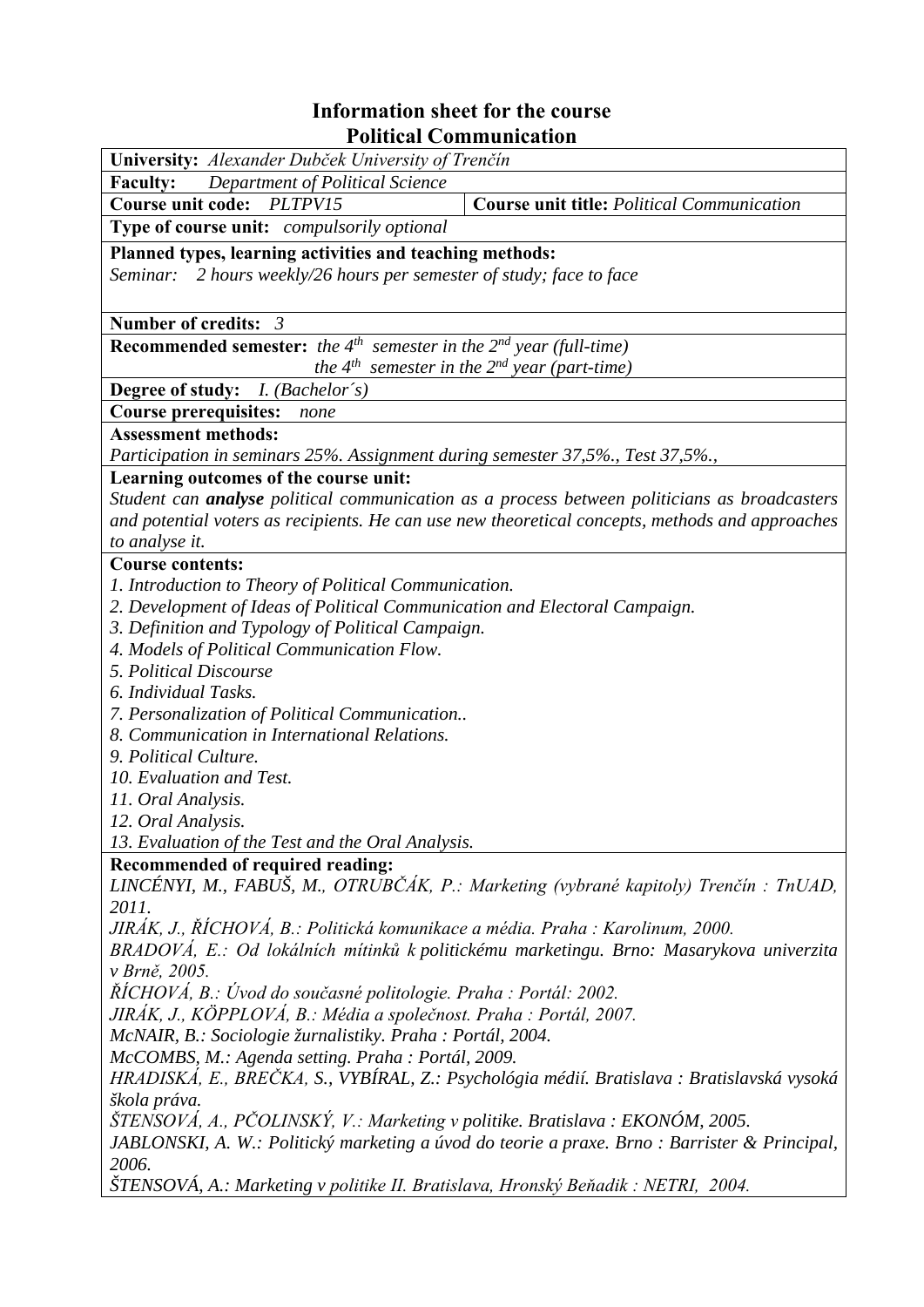# Information sheet for the course
# Political Communication

**University:** *Alexander Dubček University of Trenčín*

**Faculty:** *Department of Political Science*

| **Course unit code:** *PLTPV15* | **Course unit title:** *Political Communication* |
|---|---|

**Type of course unit:** *compulsorily optional*

**Planned types, learning activities and teaching methods:**
*Seminar: 2 hours weekly/26 hours per semester of study; face to face*

**Number of credits:** *3*

**Recommended semester:** *the 4th semester in the 2nd year (full-time)*
*the 4th semester in the 2nd year (part-time)*

**Degree of study:** *I. (Bachelor´s)*

**Course prerequisites:** *none*

**Assessment methods:**
*Participation in seminars 25%. Assignment during semester 37,5%., Test 37,5%.,*

**Learning outcomes of the course unit:**
*Student can **analyse** political communication as a process between politicians as broadcasters and potential voters as recipients. He can use new theoretical concepts, methods and approaches to analyse it.*

**Course contents:**
*1. Introduction to Theory of Political Communication.*
*2. Development of Ideas of Political Communication and Electoral Campaign.*
*3. Definition and Typology of Political Campaign.*
*4. Models of Political Communication Flow.*
*5. Political Discourse*
*6. Individual Tasks.*
*7. Personalization of Political Communication..*
*8. Communication in International Relations.*
*9. Political Culture.*
*10. Evaluation and Test.*
*11. Oral Analysis.*
*12. Oral Analysis.*
*13. Evaluation of the Test and the Oral Analysis.*

**Recommended of required reading:**
*LINCÉNYI, M., FABUŠ, M., OTRUBČÁK, P.: Marketing (vybrané kapitoly) Trenčín : TnUAD, 2011.*
*JIRÁK, J., ŘÍCHOVÁ, B.: Politická komunikace a média. Praha : Karolinum, 2000.*
*BRADOVÁ, E.: Od lokálních mítinků k politickému marketingu. Brno: Masarykova univerzita v Brně, 2005.*
*ŘÍCHOVÁ, B.: Úvod do současné politologie. Praha : Portál: 2002.*
*JIRÁK, J., KÖPPLOVÁ, B.: Média a společnost. Praha : Portál, 2007.*
*McNAIR, B.: Sociologie žurnalistiky. Praha : Portál, 2004.*
*McCOMBS, M.: Agenda setting. Praha : Portál, 2009.*
*HRADISKÁ, E., BREČKA, S., VYBÍRAL, Z.: Psychológia médií. Bratislava : Bratislavská vysoká škola práva.*
*ŠTENSOVÁ, A., PČOLINSKÝ, V.: Marketing v politike. Bratislava : EKONÓM, 2005.*
*JABLONSKI, A. W.: Politický marketing a úvod do teorie a praxe. Brno : Barrister & Principal, 2006.*
*ŠTENSOVÁ, A.: Marketing v politike II. Bratislava, Hronský Beňadik : NETRI, 2004.*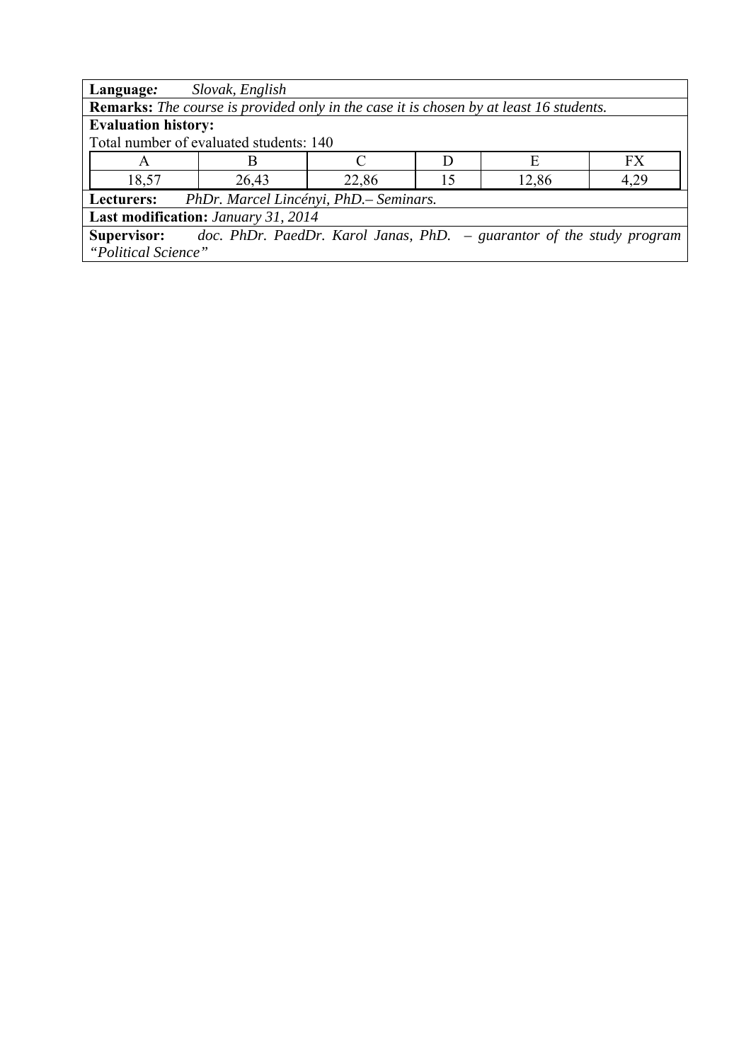**Language:** *Slovak, English*

**Remarks:** *The course is provided only in the case it is chosen by at least 16 students.*

**Evaluation history:**

Total number of evaluated students: 140

| A | B | C | D | E | FX |
|---|---|---|---|---|---|
| 18,57 | 26,43 | 22,86 | 15 | 12,86 | 4,29 |

**Lecturers:** *PhDr. Marcel Lincényi, PhD.– Seminars.*

**Last modification:** *January 31, 2014*

**Supervisor:** *doc. PhDr. PaedDr. Karol Janas, PhD. – guarantor of the study program "Political Science"*